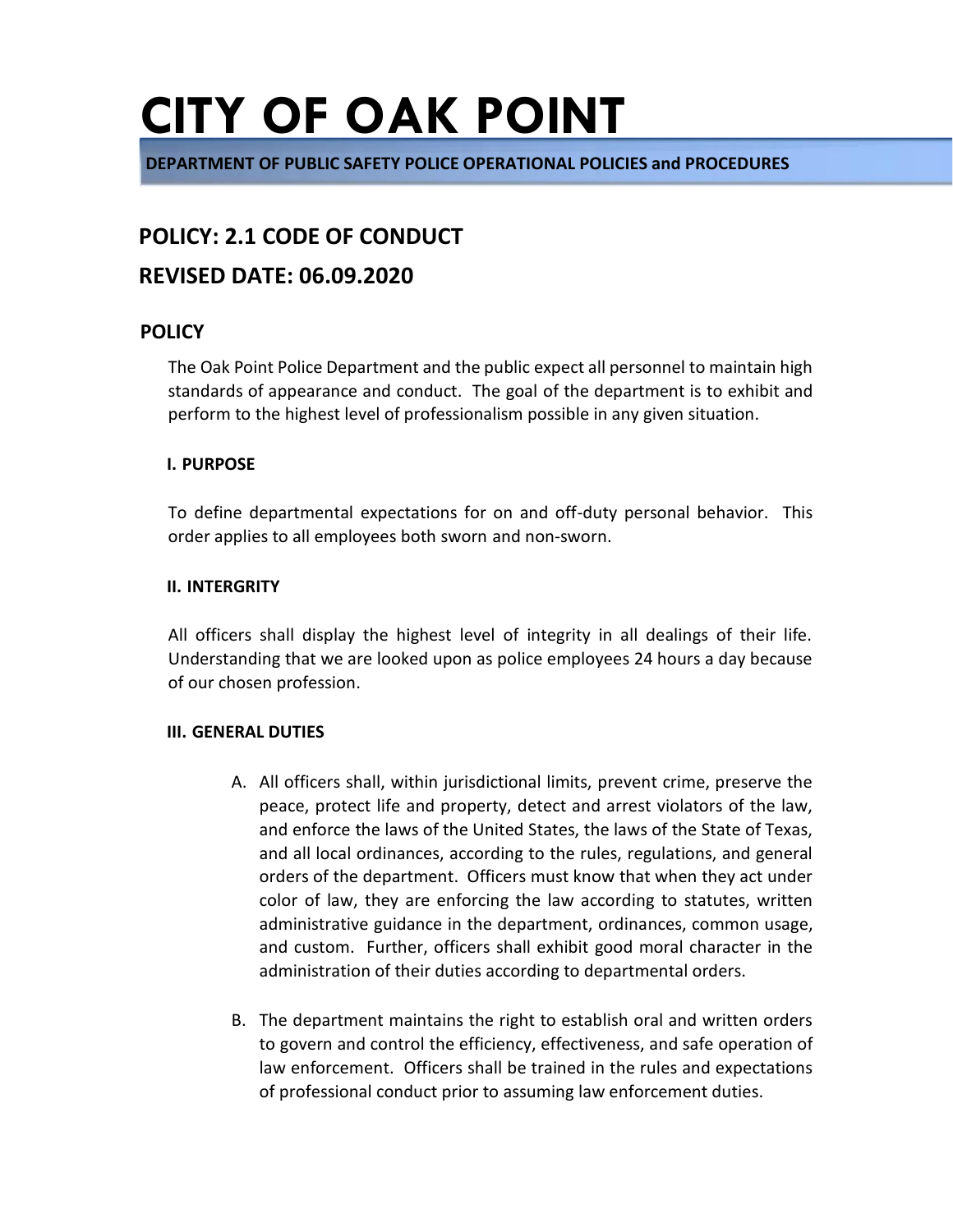# CITY OF OAK POINT

**DEPARTMENT OF PUBLIC SAFETY POLICE OPERATIONAL POLICIES and PROCEDURES**

## POLICY: 2.1 CODE OF CONDUCT

## REVISED DATE: 06.09.2020

### POLICY

The Oak Point Police Department and the public expect all personnel to maintain high standards of appearance and conduct. The goal of the department is to exhibit and perform to the highest level of professionalism possible in any given situation.

#### I. PURPOSE

To define departmental expectations for on and off-duty personal behavior. This order applies to all employees both sworn and non-sworn.

#### II. INTERGRITY

All officers shall display the highest level of integrity in all dealings of their life. Understanding that we are looked upon as police employees 24 hours a day because of our chosen profession.

#### III. GENERAL DUTIES

A. All officers shall, within jurisdictional limits, prevent crime, preserve the peace, protect life and property, detect and arrest violators of the law, and enforce the laws of the United States, the laws of the State of Texas, and all local ordinances, according to the rules, regulations, and general orders of the department. Officers must know that when they act under color of law, they are enforcing the law according to statutes, written administrative guidance in the department, ordinances, common usage, and custom. Further, officers shall exhibit good moral character in the administration of their duties according to departmental orders.

B. The department maintains the right to establish oral and written orders to govern and control the efficiency, effectiveness, and safe operation of law enforcement. Officers shall be trained in the rules and expectations of professional conduct prior to assuming law enforcement duties.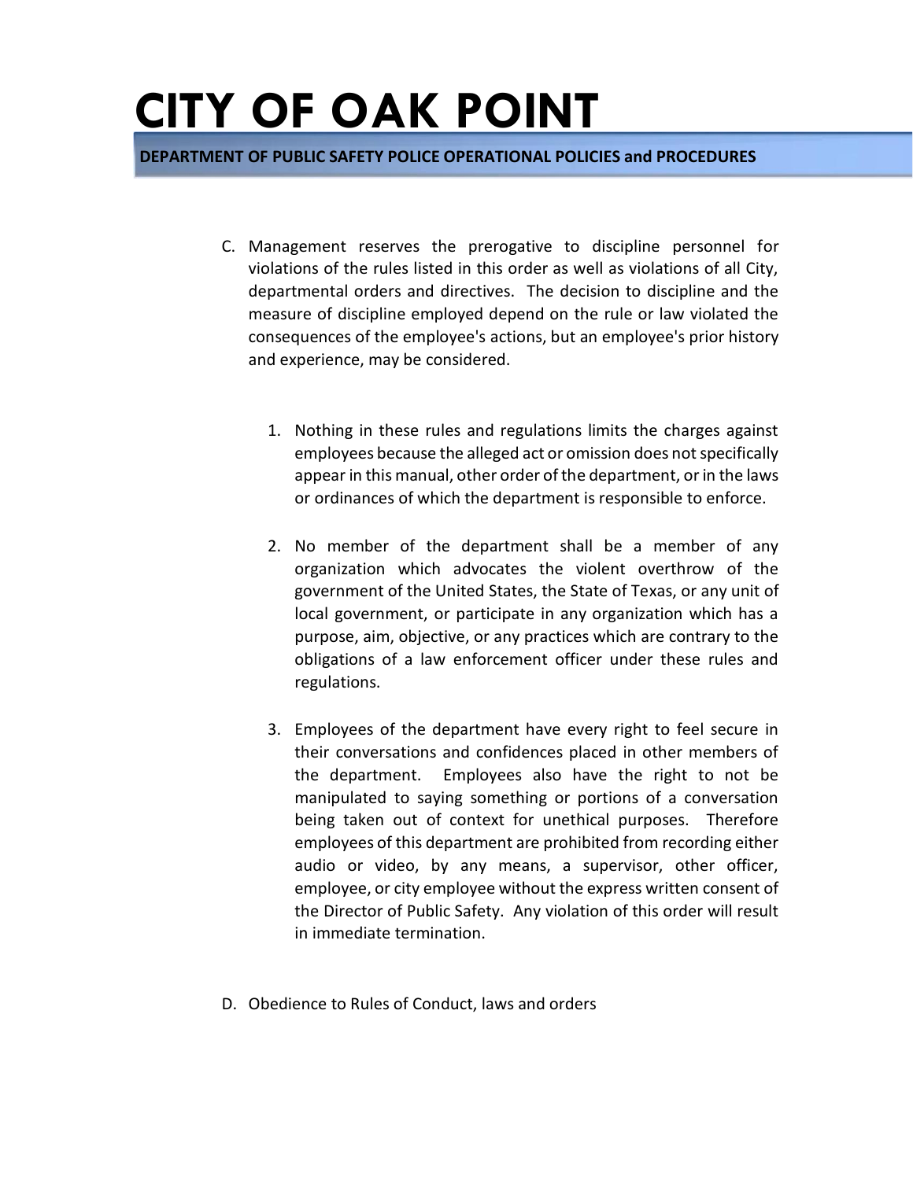C. Management reserves the prerogative to discipline personnel for violations of the rules listed in this order as well as violations of all City, departmental orders and directives. The decision to discipline and the measure of discipline employed depend on the rule or law violated the consequences of the employee's actions, but an employee's prior history and experience, may be considered.

1. Nothing in these rules and regulations limits the charges against employees because the alleged act or omission does not specifically appear in this manual, other order of the department, or in the laws or ordinances of which the department is responsible to enforce.

2. No member of the department shall be a member of any organization which advocates the violent overthrow of the government of the United States, the State of Texas, or any unit of local government, or participate in any organization which has a purpose, aim, objective, or any practices which are contrary to the obligations of a law enforcement officer under these rules and regulations.

3. Employees of the department have every right to feel secure in their conversations and confidences placed in other members of the department. Employees also have the right to not be manipulated to saying something or portions of a conversation being taken out of context for unethical purposes. Therefore employees of this department are prohibited from recording either audio or video, by any means, a supervisor, other officer, employee, or city employee without the express written consent of the Director of Public Safety. Any violation of this order will result in immediate termination.

D. Obedience to Rules of Conduct, laws and orders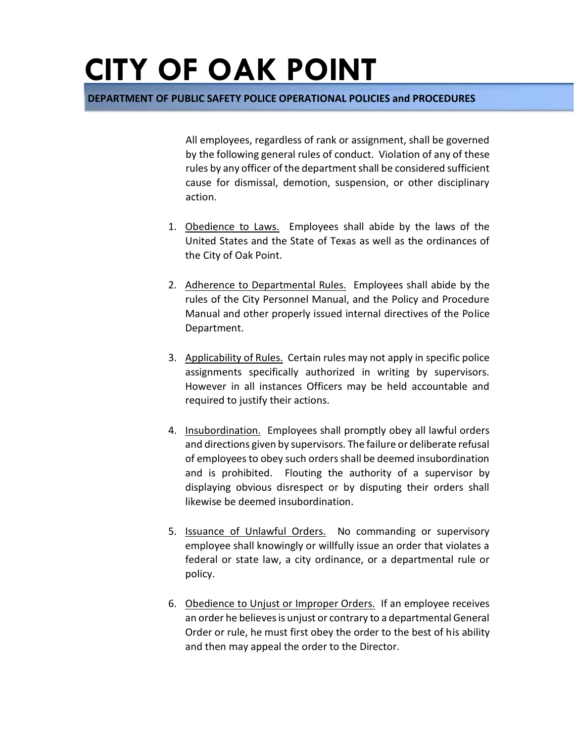All employees, regardless of rank or assignment, shall be governed by the following general rules of conduct. Violation of any of these rules by any officer of the department shall be considered sufficient cause for dismissal, demotion, suspension, or other disciplinary action.

1. Obedience to Laws. Employees shall abide by the laws of the United States and the State of Texas as well as the ordinances of the City of Oak Point.

2. Adherence to Departmental Rules. Employees shall abide by the rules of the City Personnel Manual, and the Policy and Procedure Manual and other properly issued internal directives of the Police Department.

3. Applicability of Rules. Certain rules may not apply in specific police assignments specifically authorized in writing by supervisors. However in all instances Officers may be held accountable and required to justify their actions.

4. Insubordination. Employees shall promptly obey all lawful orders and directions given by supervisors. The failure or deliberate refusal of employees to obey such orders shall be deemed insubordination and is prohibited. Flouting the authority of a supervisor by displaying obvious disrespect or by disputing their orders shall likewise be deemed insubordination.

5. Issuance of Unlawful Orders. No commanding or supervisory employee shall knowingly or willfully issue an order that violates a federal or state law, a city ordinance, or a departmental rule or policy.

6. Obedience to Unjust or Improper Orders. If an employee receives an order he believes is unjust or contrary to a departmental General Order or rule, he must first obey the order to the best of his ability and then may appeal the order to the Director.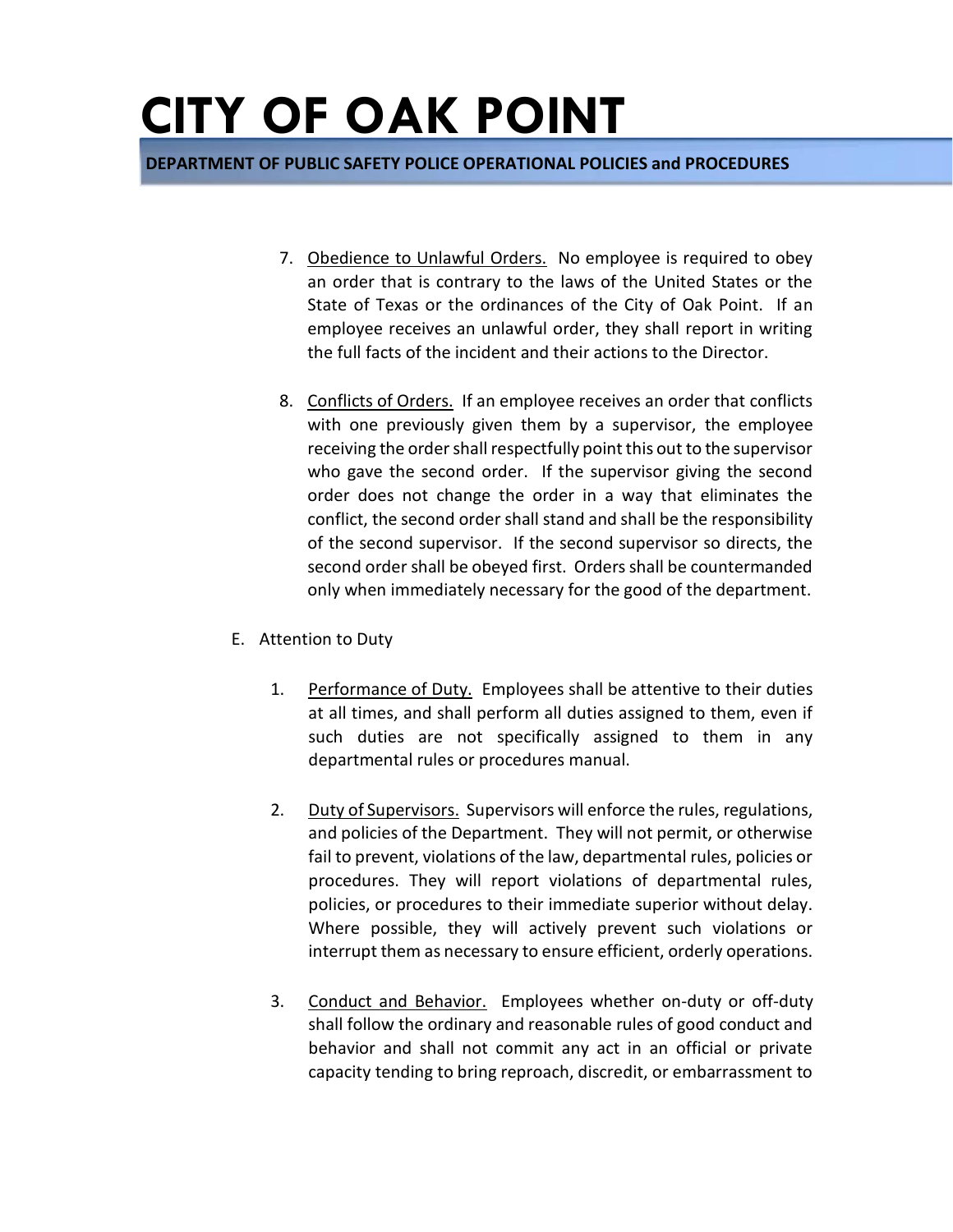7. Obedience to Unlawful Orders. No employee is required to obey an order that is contrary to the laws of the United States or the State of Texas or the ordinances of the City of Oak Point. If an employee receives an unlawful order, they shall report in writing the full facts of the incident and their actions to the Director.

8. Conflicts of Orders. If an employee receives an order that conflicts with one previously given them by a supervisor, the employee receiving the order shall respectfully point this out to the supervisor who gave the second order. If the supervisor giving the second order does not change the order in a way that eliminates the conflict, the second order shall stand and shall be the responsibility of the second supervisor. If the second supervisor so directs, the second order shall be obeyed first. Orders shall be countermanded only when immediately necessary for the good of the department.

E. Attention to Duty

1. Performance of Duty. Employees shall be attentive to their duties at all times, and shall perform all duties assigned to them, even if such duties are not specifically assigned to them in any departmental rules or procedures manual.

2. Duty of Supervisors. Supervisors will enforce the rules, regulations, and policies of the Department. They will not permit, or otherwise fail to prevent, violations of the law, departmental rules, policies or procedures. They will report violations of departmental rules, policies, or procedures to their immediate superior without delay. Where possible, they will actively prevent such violations or interrupt them as necessary to ensure efficient, orderly operations.

3. Conduct and Behavior. Employees whether on-duty or off-duty shall follow the ordinary and reasonable rules of good conduct and behavior and shall not commit any act in an official or private capacity tending to bring reproach, discredit, or embarrassment to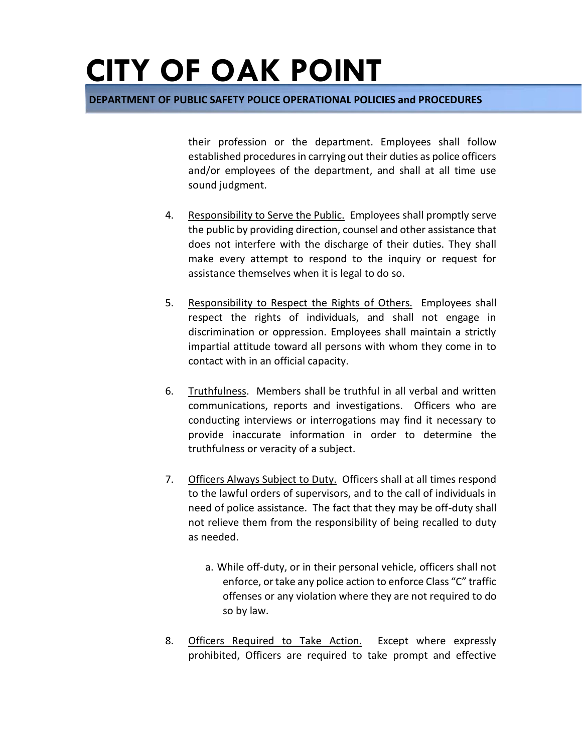their profession or the department. Employees shall follow established procedures in carrying out their duties as police officers and/or employees of the department, and shall at all time use sound judgment.

4. <u>Responsibility to Serve the Public.</u> Employees shall promptly serve the public by providing direction, counsel and other assistance that does not interfere with the discharge of their duties. They shall make every attempt to respond to the inquiry or request for assistance themselves when it is legal to do so.

5. <u>Responsibility to Respect the Rights of Others.</u> Employees shall respect the rights of individuals, and shall not engage in discrimination or oppression. Employees shall maintain a strictly impartial attitude toward all persons with whom they come in to contact with in an official capacity.

6. <u>Truthfulness</u>. Members shall be truthful in all verbal and written communications, reports and investigations. Officers who are conducting interviews or interrogations may find it necessary to provide inaccurate information in order to determine the truthfulness or veracity of a subject.

7. <u>Officers Always Subject to Duty.</u> Officers shall at all times respond to the lawful orders of supervisors, and to the call of individuals in need of police assistance. The fact that they may be off-duty shall not relieve them from the responsibility of being recalled to duty as needed.

   a. While off-duty, or in their personal vehicle, officers shall not enforce, or take any police action to enforce Class "C" traffic offenses or any violation where they are not required to do so by law.

8. <u>Officers Required to Take Action.</u> Except where expressly prohibited, Officers are required to take prompt and effective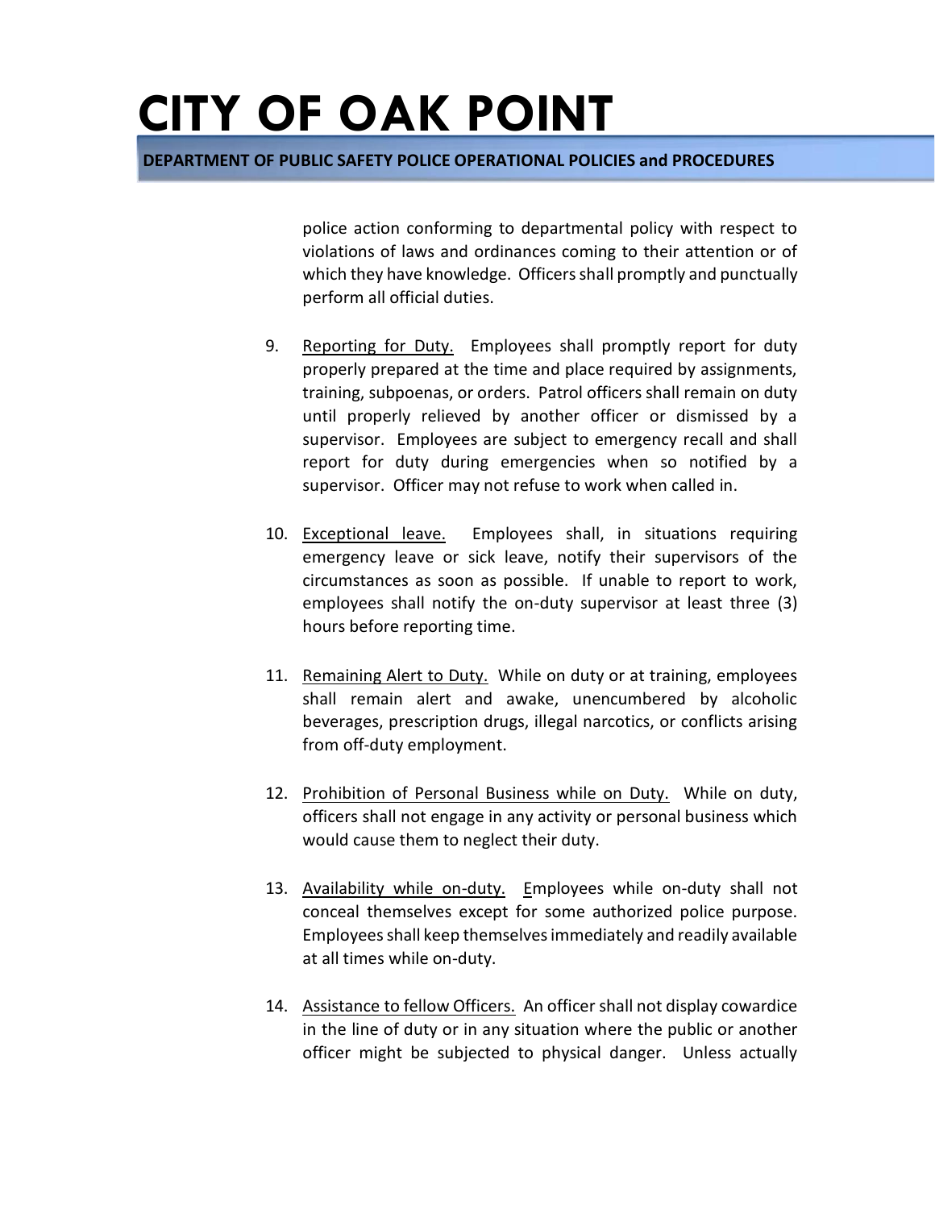police action conforming to departmental policy with respect to violations of laws and ordinances coming to their attention or of which they have knowledge. Officers shall promptly and punctually perform all official duties.

9. <u>Reporting for Duty.</u> Employees shall promptly report for duty properly prepared at the time and place required by assignments, training, subpoenas, or orders. Patrol officers shall remain on duty until properly relieved by another officer or dismissed by a supervisor. Employees are subject to emergency recall and shall report for duty during emergencies when so notified by a supervisor. Officer may not refuse to work when called in.

10. <u>Exceptional leave.</u> Employees shall, in situations requiring emergency leave or sick leave, notify their supervisors of the circumstances as soon as possible. If unable to report to work, employees shall notify the on-duty supervisor at least three (3) hours before reporting time.

11. <u>Remaining Alert to Duty.</u> While on duty or at training, employees shall remain alert and awake, unencumbered by alcoholic beverages, prescription drugs, illegal narcotics, or conflicts arising from off-duty employment.

12. <u>Prohibition of Personal Business while on Duty.</u> While on duty, officers shall not engage in any activity or personal business which would cause them to neglect their duty.

13. <u>Availability while on-duty.</u> Employees while on-duty shall not conceal themselves except for some authorized police purpose. Employees shall keep themselves immediately and readily available at all times while on-duty.

14. <u>Assistance to fellow Officers.</u> An officer shall not display cowardice in the line of duty or in any situation where the public or another officer might be subjected to physical danger. Unless actually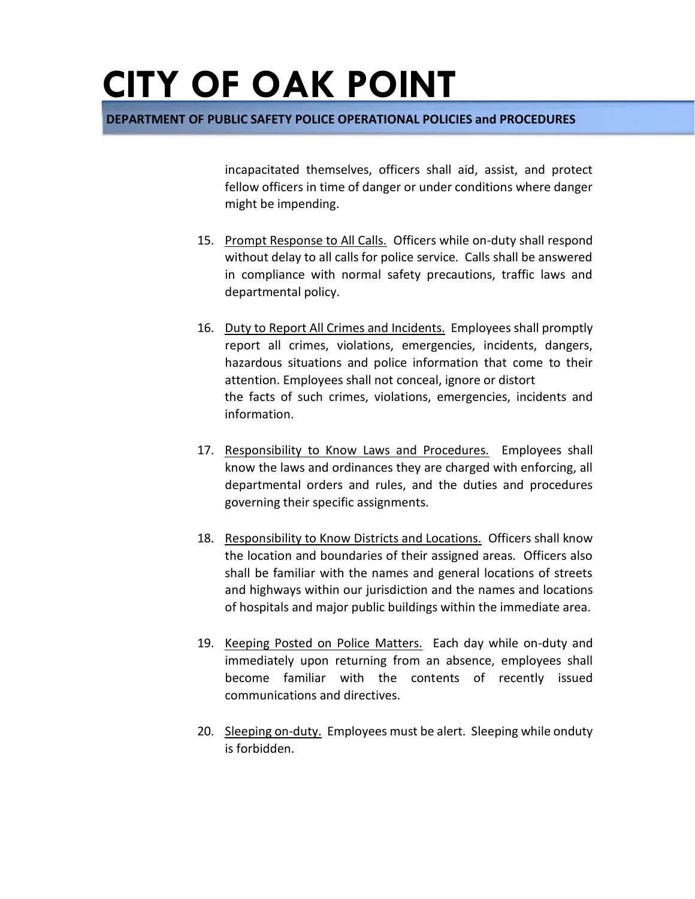incapacitated themselves, officers shall aid, assist, and protect fellow officers in time of danger or under conditions where danger might be impending.

15. Prompt Response to All Calls. Officers while on-duty shall respond without delay to all calls for police service. Calls shall be answered in compliance with normal safety precautions, traffic laws and departmental policy.

16. Duty to Report All Crimes and Incidents. Employees shall promptly report all crimes, violations, emergencies, incidents, dangers, hazardous situations and police information that come to their attention. Employees shall not conceal, ignore or distort the facts of such crimes, violations, emergencies, incidents and information.

17. Responsibility to Know Laws and Procedures. Employees shall know the laws and ordinances they are charged with enforcing, all departmental orders and rules, and the duties and procedures governing their specific assignments.

18. Responsibility to Know Districts and Locations. Officers shall know the location and boundaries of their assigned areas. Officers also shall be familiar with the names and general locations of streets and highways within our jurisdiction and the names and locations of hospitals and major public buildings within the immediate area.

19. Keeping Posted on Police Matters. Each day while on-duty and immediately upon returning from an absence, employees shall become familiar with the contents of recently issued communications and directives.

20. Sleeping on-duty. Employees must be alert. Sleeping while onduty is forbidden.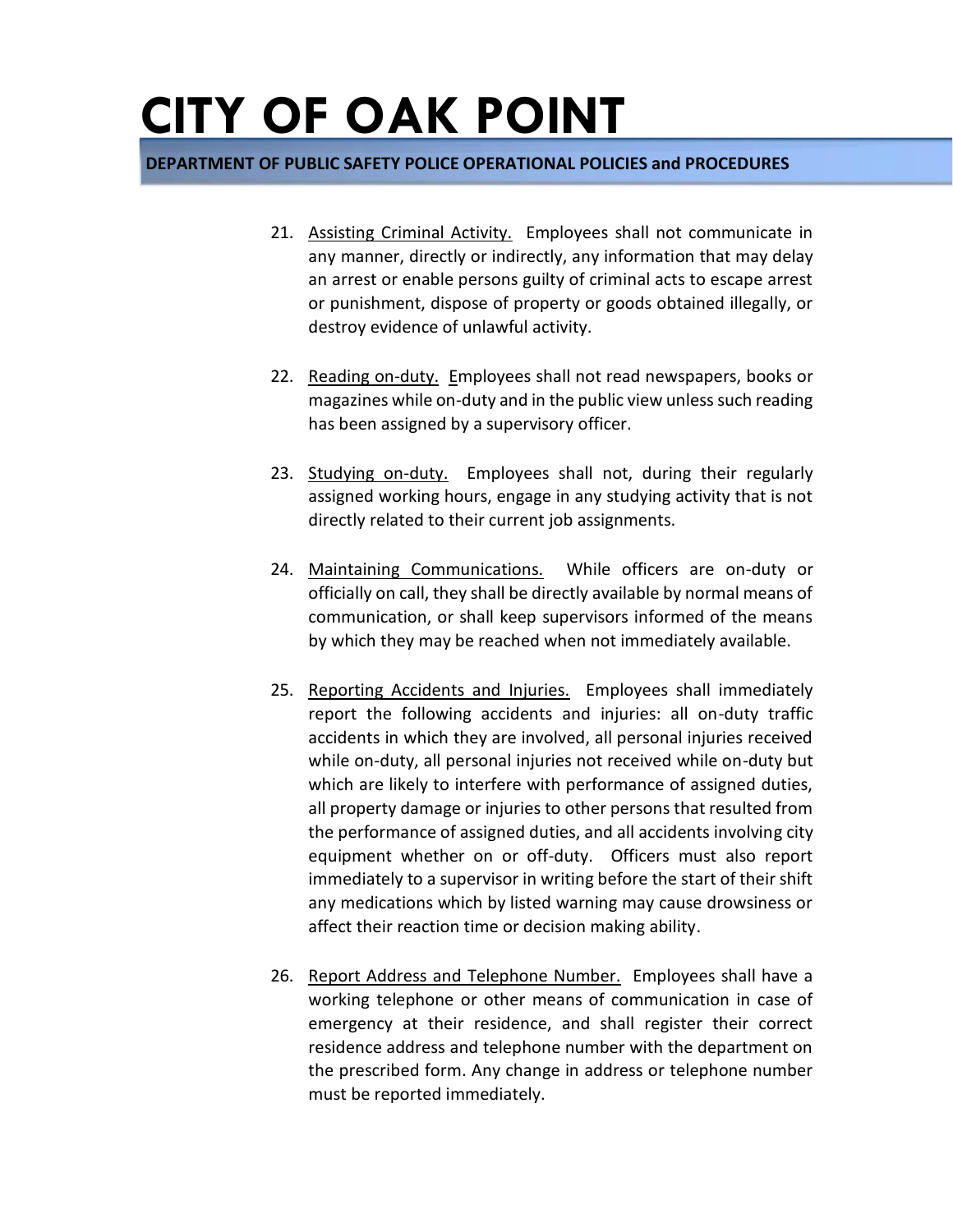21. Assisting Criminal Activity. Employees shall not communicate in any manner, directly or indirectly, any information that may delay an arrest or enable persons guilty of criminal acts to escape arrest or punishment, dispose of property or goods obtained illegally, or destroy evidence of unlawful activity.

22. Reading on-duty. Employees shall not read newspapers, books or magazines while on-duty and in the public view unless such reading has been assigned by a supervisory officer.

23. Studying on-duty. Employees shall not, during their regularly assigned working hours, engage in any studying activity that is not directly related to their current job assignments.

24. Maintaining Communications. While officers are on-duty or officially on call, they shall be directly available by normal means of communication, or shall keep supervisors informed of the means by which they may be reached when not immediately available.

25. Reporting Accidents and Injuries. Employees shall immediately report the following accidents and injuries: all on-duty traffic accidents in which they are involved, all personal injuries received while on-duty, all personal injuries not received while on-duty but which are likely to interfere with performance of assigned duties, all property damage or injuries to other persons that resulted from the performance of assigned duties, and all accidents involving city equipment whether on or off-duty. Officers must also report immediately to a supervisor in writing before the start of their shift any medications which by listed warning may cause drowsiness or affect their reaction time or decision making ability.

26. Report Address and Telephone Number. Employees shall have a working telephone or other means of communication in case of emergency at their residence, and shall register their correct residence address and telephone number with the department on the prescribed form. Any change in address or telephone number must be reported immediately.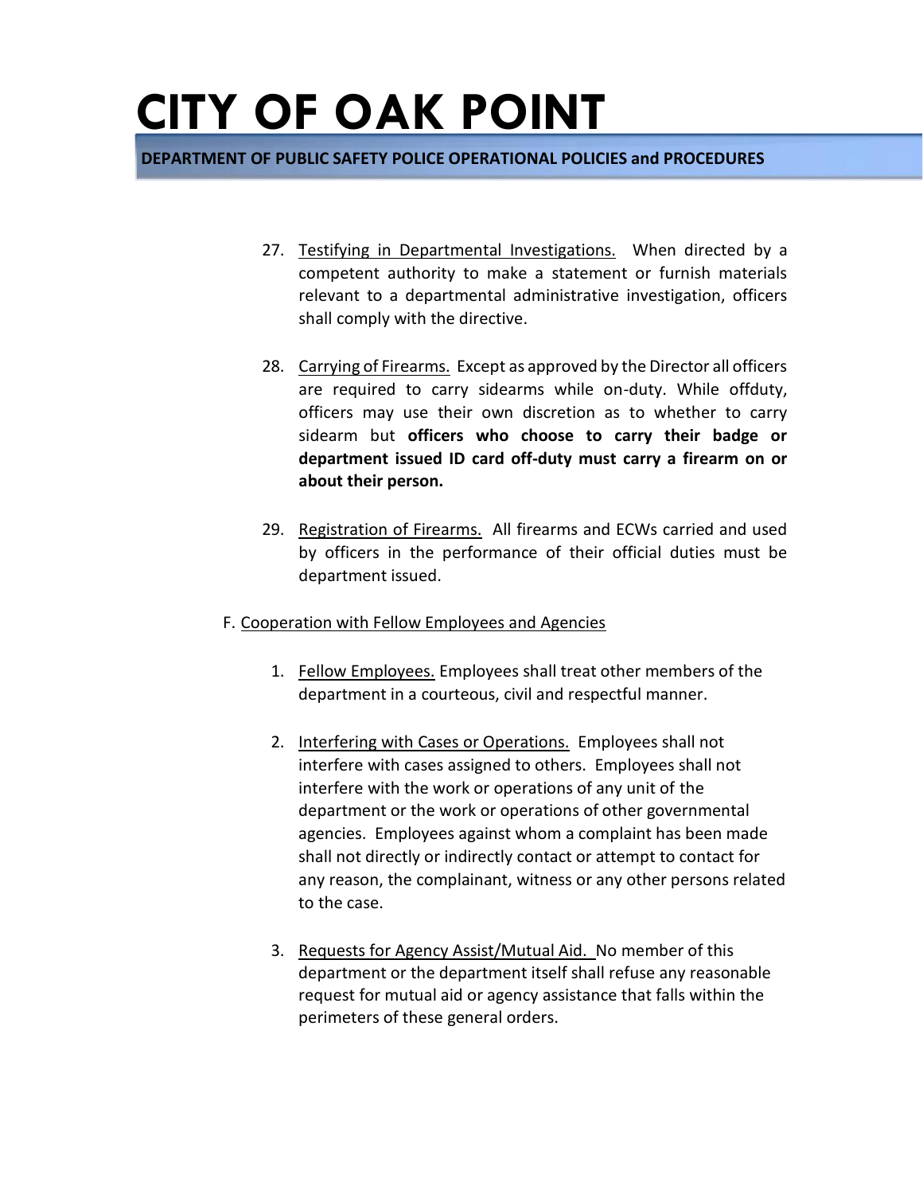27. Testifying in Departmental Investigations. When directed by a competent authority to make a statement or furnish materials relevant to a departmental administrative investigation, officers shall comply with the directive.

28. Carrying of Firearms. Except as approved by the Director all officers are required to carry sidearms while on-duty. While offduty, officers may use their own discretion as to whether to carry sidearm but **officers who choose to carry their badge or department issued ID card off-duty must carry a firearm on or about their person.**

29. Registration of Firearms. All firearms and ECWs carried and used by officers in the performance of their official duties must be department issued.

F. Cooperation with Fellow Employees and Agencies

1. Fellow Employees. Employees shall treat other members of the department in a courteous, civil and respectful manner.

2. Interfering with Cases or Operations. Employees shall not interfere with cases assigned to others. Employees shall not interfere with the work or operations of any unit of the department or the work or operations of other governmental agencies. Employees against whom a complaint has been made shall not directly or indirectly contact or attempt to contact for any reason, the complainant, witness or any other persons related to the case.

3. Requests for Agency Assist/Mutual Aid. No member of this department or the department itself shall refuse any reasonable request for mutual aid or agency assistance that falls within the perimeters of these general orders.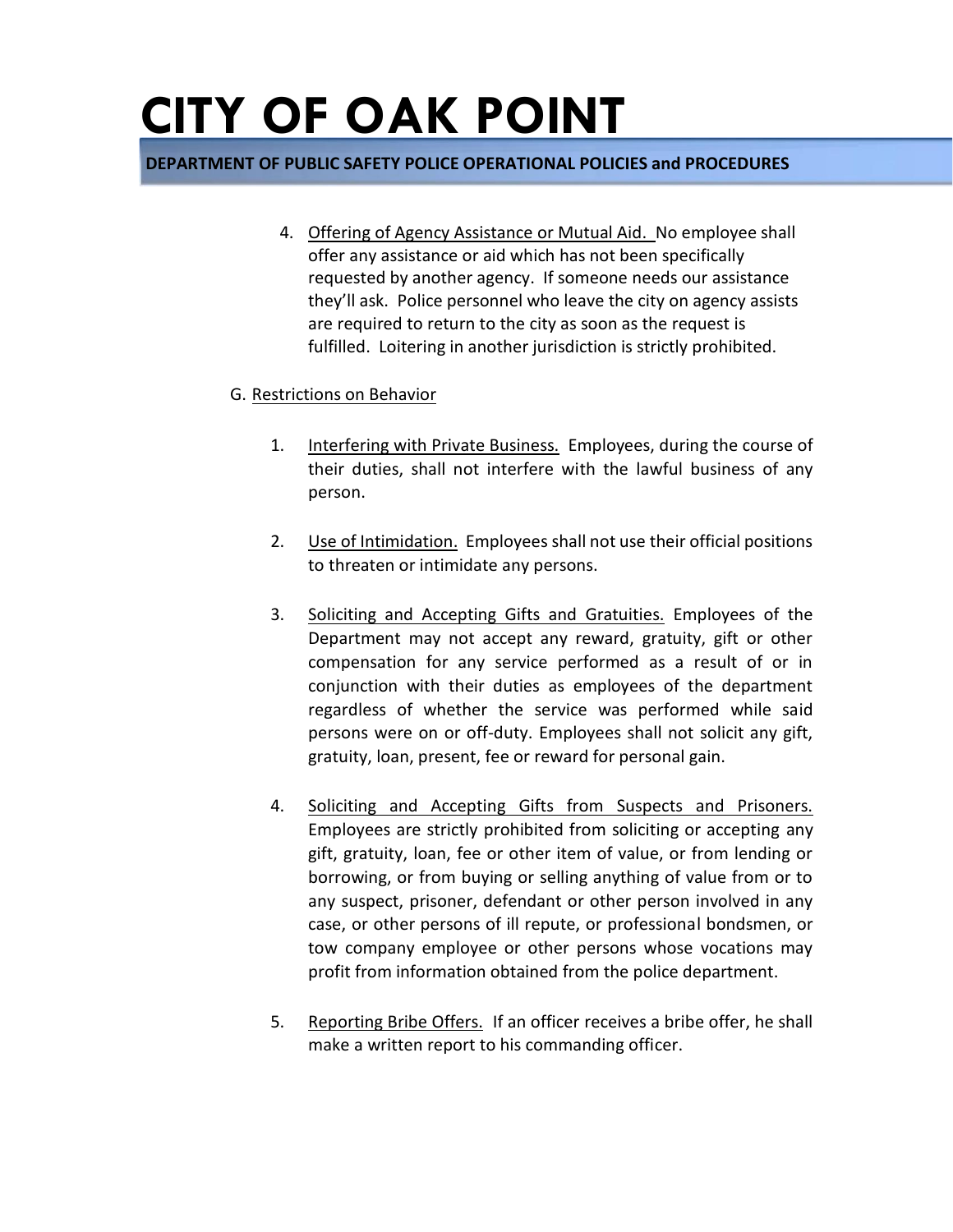4. Offering of Agency Assistance or Mutual Aid. No employee shall offer any assistance or aid which has not been specifically requested by another agency. If someone needs our assistance they'll ask. Police personnel who leave the city on agency assists are required to return to the city as soon as the request is fulfilled. Loitering in another jurisdiction is strictly prohibited.

G. Restrictions on Behavior

1. Interfering with Private Business. Employees, during the course of their duties, shall not interfere with the lawful business of any person.

2. Use of Intimidation. Employees shall not use their official positions to threaten or intimidate any persons.

3. Soliciting and Accepting Gifts and Gratuities. Employees of the Department may not accept any reward, gratuity, gift or other compensation for any service performed as a result of or in conjunction with their duties as employees of the department regardless of whether the service was performed while said persons were on or off-duty. Employees shall not solicit any gift, gratuity, loan, present, fee or reward for personal gain.

4. Soliciting and Accepting Gifts from Suspects and Prisoners. Employees are strictly prohibited from soliciting or accepting any gift, gratuity, loan, fee or other item of value, or from lending or borrowing, or from buying or selling anything of value from or to any suspect, prisoner, defendant or other person involved in any case, or other persons of ill repute, or professional bondsmen, or tow company employee or other persons whose vocations may profit from information obtained from the police department.

5. Reporting Bribe Offers. If an officer receives a bribe offer, he shall make a written report to his commanding officer.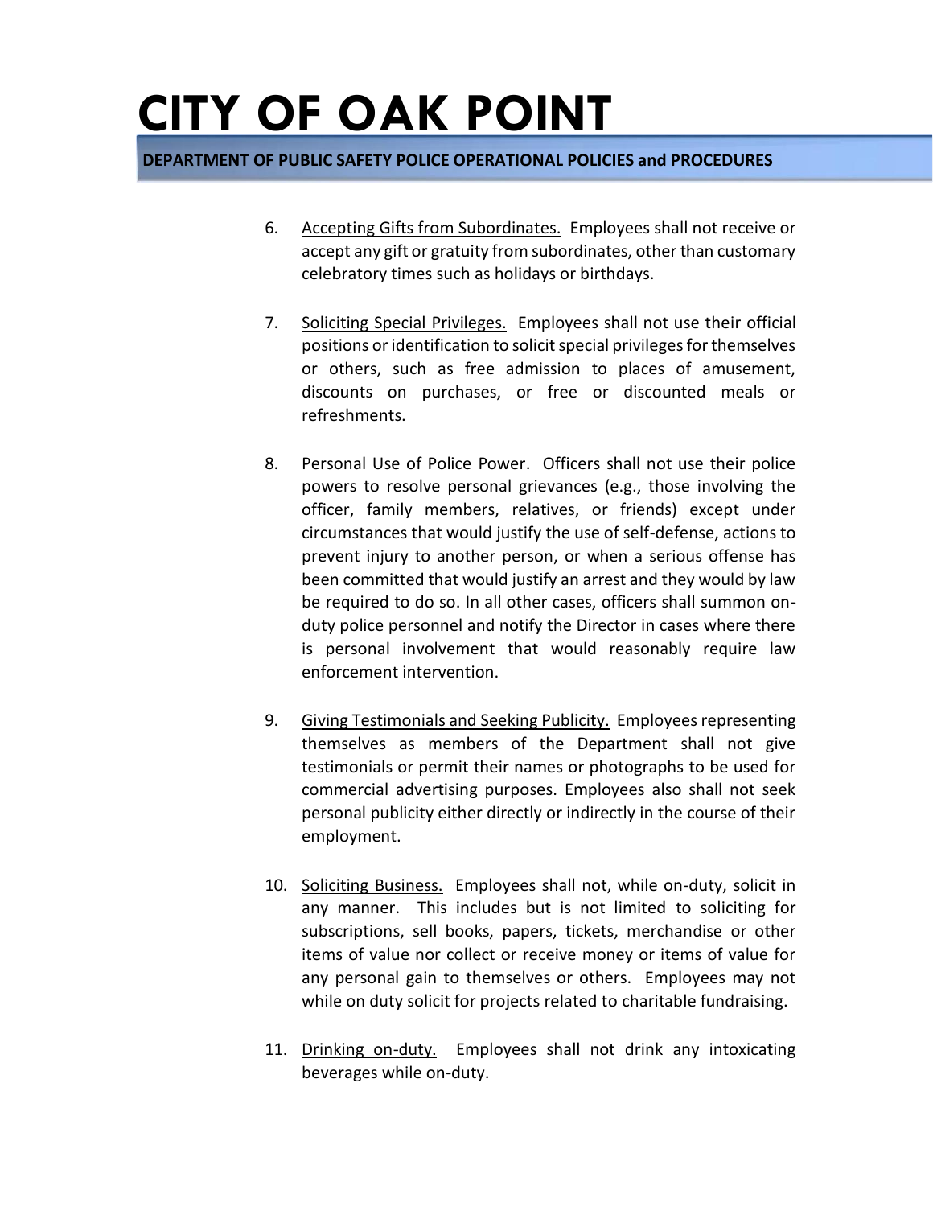6. Accepting Gifts from Subordinates. Employees shall not receive or accept any gift or gratuity from subordinates, other than customary celebratory times such as holidays or birthdays.

7. Soliciting Special Privileges. Employees shall not use their official positions or identification to solicit special privileges for themselves or others, such as free admission to places of amusement, discounts on purchases, or free or discounted meals or refreshments.

8. Personal Use of Police Power. Officers shall not use their police powers to resolve personal grievances (e.g., those involving the officer, family members, relatives, or friends) except under circumstances that would justify the use of self-defense, actions to prevent injury to another person, or when a serious offense has been committed that would justify an arrest and they would by law be required to do so. In all other cases, officers shall summon on-duty police personnel and notify the Director in cases where there is personal involvement that would reasonably require law enforcement intervention.

9. Giving Testimonials and Seeking Publicity. Employees representing themselves as members of the Department shall not give testimonials or permit their names or photographs to be used for commercial advertising purposes. Employees also shall not seek personal publicity either directly or indirectly in the course of their employment.

10. Soliciting Business. Employees shall not, while on-duty, solicit in any manner. This includes but is not limited to soliciting for subscriptions, sell books, papers, tickets, merchandise or other items of value nor collect or receive money or items of value for any personal gain to themselves or others. Employees may not while on duty solicit for projects related to charitable fundraising.

11. Drinking on-duty. Employees shall not drink any intoxicating beverages while on-duty.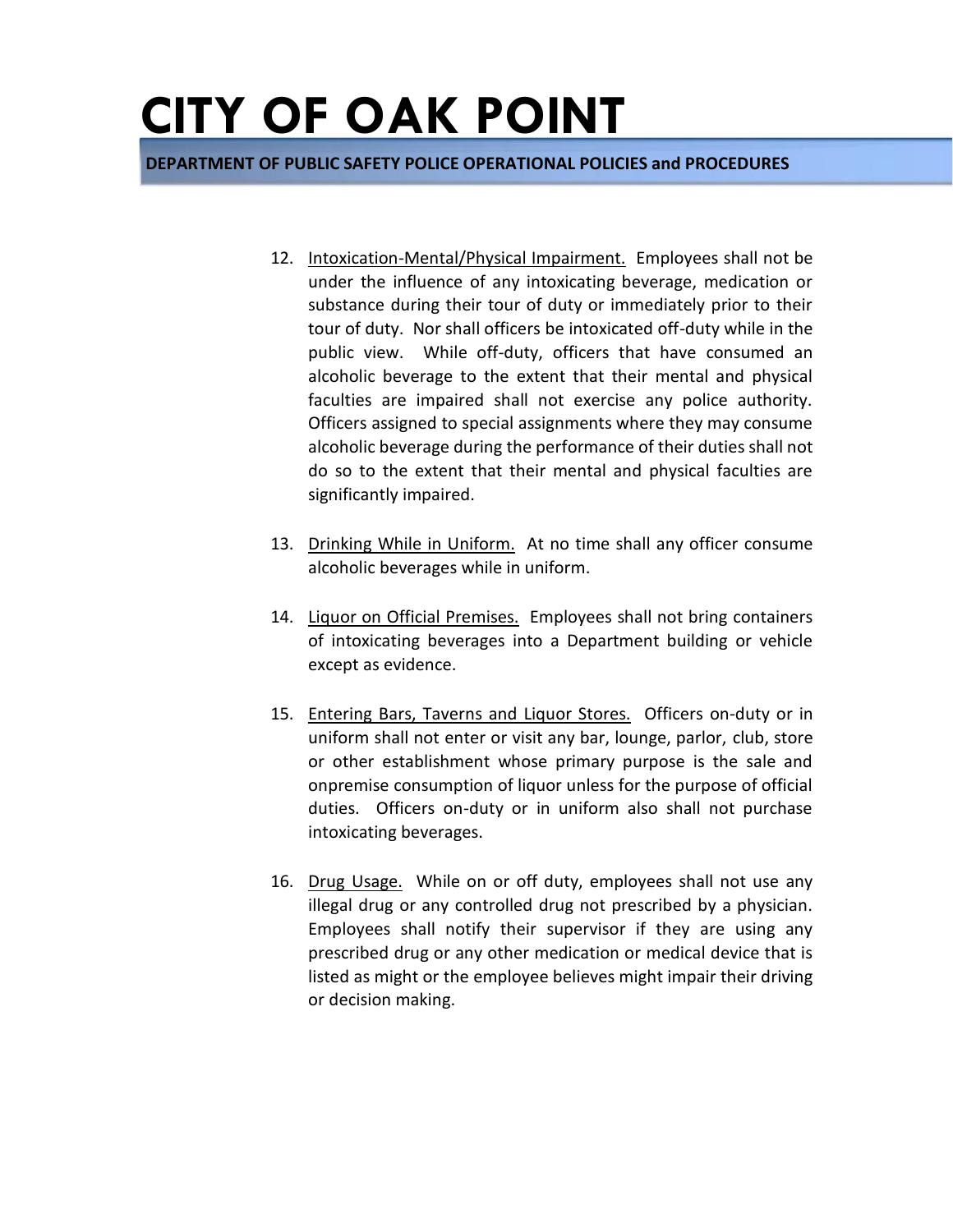12. Intoxication-Mental/Physical Impairment. Employees shall not be under the influence of any intoxicating beverage, medication or substance during their tour of duty or immediately prior to their tour of duty. Nor shall officers be intoxicated off-duty while in the public view. While off-duty, officers that have consumed an alcoholic beverage to the extent that their mental and physical faculties are impaired shall not exercise any police authority. Officers assigned to special assignments where they may consume alcoholic beverage during the performance of their duties shall not do so to the extent that their mental and physical faculties are significantly impaired.

13. Drinking While in Uniform. At no time shall any officer consume alcoholic beverages while in uniform.

14. Liquor on Official Premises. Employees shall not bring containers of intoxicating beverages into a Department building or vehicle except as evidence.

15. Entering Bars, Taverns and Liquor Stores. Officers on-duty or in uniform shall not enter or visit any bar, lounge, parlor, club, store or other establishment whose primary purpose is the sale and onpremise consumption of liquor unless for the purpose of official duties. Officers on-duty or in uniform also shall not purchase intoxicating beverages.

16. Drug Usage. While on or off duty, employees shall not use any illegal drug or any controlled drug not prescribed by a physician. Employees shall notify their supervisor if they are using any prescribed drug or any other medication or medical device that is listed as might or the employee believes might impair their driving or decision making.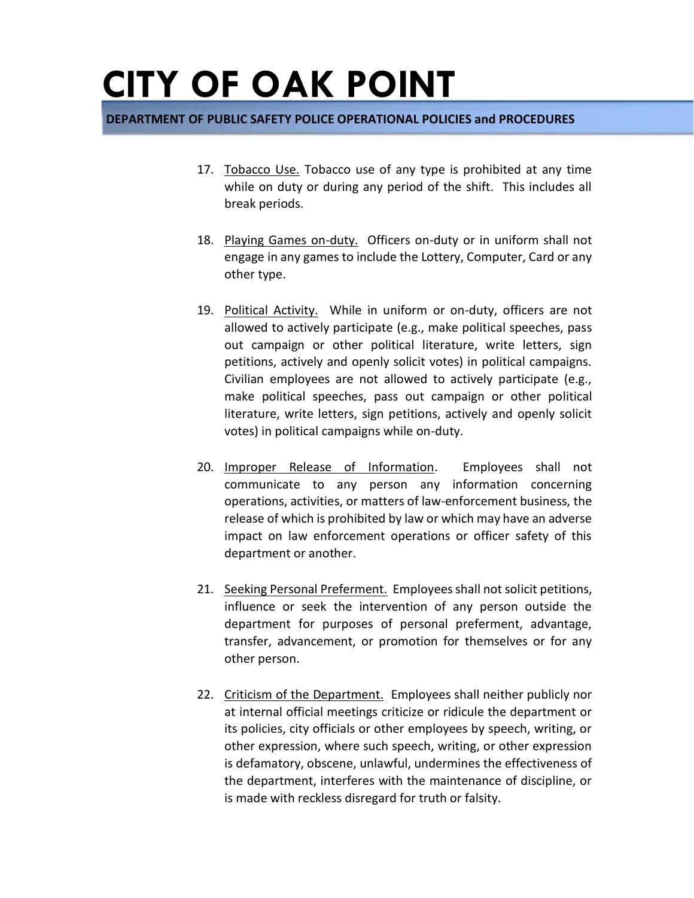17. Tobacco Use. Tobacco use of any type is prohibited at any time while on duty or during any period of the shift. This includes all break periods.

18. Playing Games on-duty. Officers on-duty or in uniform shall not engage in any games to include the Lottery, Computer, Card or any other type.

19. Political Activity. While in uniform or on-duty, officers are not allowed to actively participate (e.g., make political speeches, pass out campaign or other political literature, write letters, sign petitions, actively and openly solicit votes) in political campaigns. Civilian employees are not allowed to actively participate (e.g., make political speeches, pass out campaign or other political literature, write letters, sign petitions, actively and openly solicit votes) in political campaigns while on-duty.

20. Improper Release of Information. Employees shall not communicate to any person any information concerning operations, activities, or matters of law-enforcement business, the release of which is prohibited by law or which may have an adverse impact on law enforcement operations or officer safety of this department or another.

21. Seeking Personal Preferment. Employees shall not solicit petitions, influence or seek the intervention of any person outside the department for purposes of personal preferment, advantage, transfer, advancement, or promotion for themselves or for any other person.

22. Criticism of the Department. Employees shall neither publicly nor at internal official meetings criticize or ridicule the department or its policies, city officials or other employees by speech, writing, or other expression, where such speech, writing, or other expression is defamatory, obscene, unlawful, undermines the effectiveness of the department, interferes with the maintenance of discipline, or is made with reckless disregard for truth or falsity.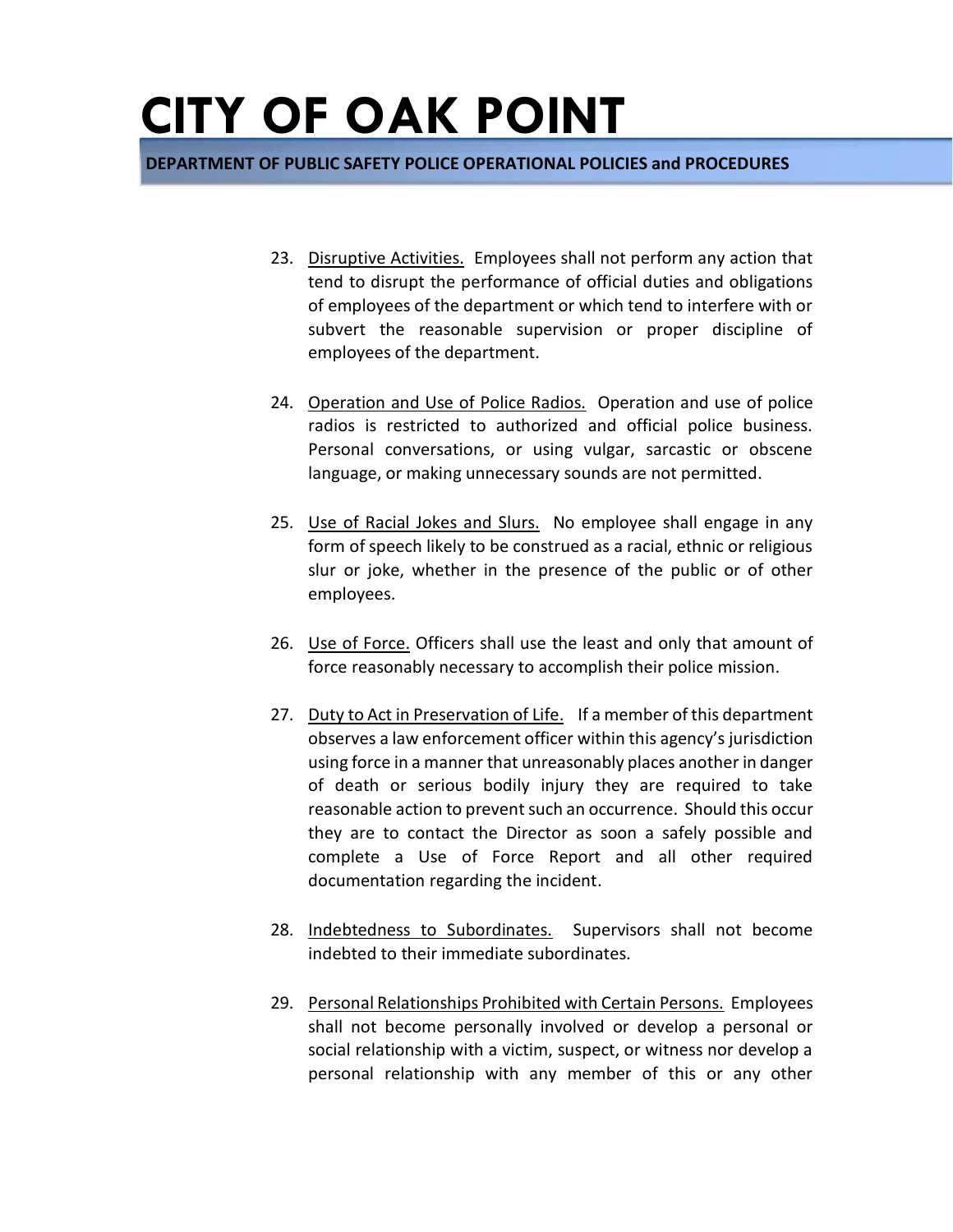23. Disruptive Activities. Employees shall not perform any action that tend to disrupt the performance of official duties and obligations of employees of the department or which tend to interfere with or subvert the reasonable supervision or proper discipline of employees of the department.

24. Operation and Use of Police Radios. Operation and use of police radios is restricted to authorized and official police business. Personal conversations, or using vulgar, sarcastic or obscene language, or making unnecessary sounds are not permitted.

25. Use of Racial Jokes and Slurs. No employee shall engage in any form of speech likely to be construed as a racial, ethnic or religious slur or joke, whether in the presence of the public or of other employees.

26. Use of Force. Officers shall use the least and only that amount of force reasonably necessary to accomplish their police mission.

27. Duty to Act in Preservation of Life. If a member of this department observes a law enforcement officer within this agency's jurisdiction using force in a manner that unreasonably places another in danger of death or serious bodily injury they are required to take reasonable action to prevent such an occurrence. Should this occur they are to contact the Director as soon a safely possible and complete a Use of Force Report and all other required documentation regarding the incident.

28. Indebtedness to Subordinates. Supervisors shall not become indebted to their immediate subordinates.

29. Personal Relationships Prohibited with Certain Persons. Employees shall not become personally involved or develop a personal or social relationship with a victim, suspect, or witness nor develop a personal relationship with any member of this or any other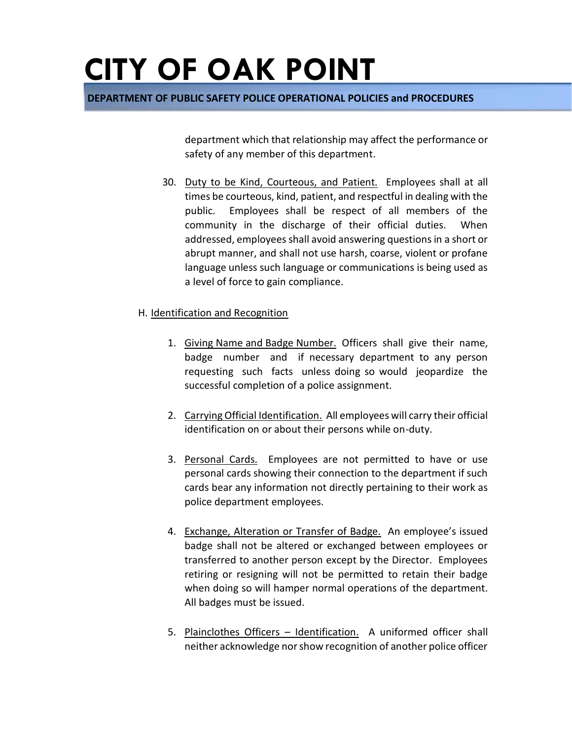department which that relationship may affect the performance or safety of any member of this department.

30. Duty to be Kind, Courteous, and Patient. Employees shall at all times be courteous, kind, patient, and respectful in dealing with the public. Employees shall be respect of all members of the community in the discharge of their official duties. When addressed, employees shall avoid answering questions in a short or abrupt manner, and shall not use harsh, coarse, violent or profane language unless such language or communications is being used as a level of force to gain compliance.

H. Identification and Recognition

1. Giving Name and Badge Number. Officers shall give their name, badge number and if necessary department to any person requesting such facts unless doing so would jeopardize the successful completion of a police assignment.

2. Carrying Official Identification. All employees will carry their official identification on or about their persons while on-duty.

3. Personal Cards. Employees are not permitted to have or use personal cards showing their connection to the department if such cards bear any information not directly pertaining to their work as police department employees.

4. Exchange, Alteration or Transfer of Badge. An employee's issued badge shall not be altered or exchanged between employees or transferred to another person except by the Director. Employees retiring or resigning will not be permitted to retain their badge when doing so will hamper normal operations of the department. All badges must be issued.

5. Plainclothes Officers – Identification. A uniformed officer shall neither acknowledge nor show recognition of another police officer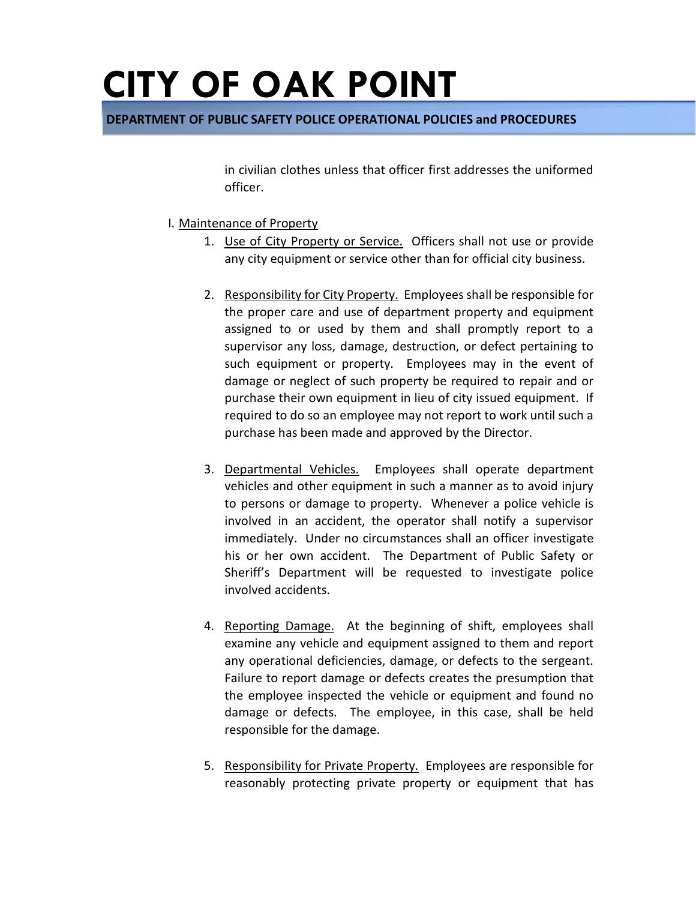in civilian clothes unless that officer first addresses the uniformed officer.

I. Maintenance of Property

1. Use of City Property or Service. Officers shall not use or provide any city equipment or service other than for official city business.

2. Responsibility for City Property. Employees shall be responsible for the proper care and use of department property and equipment assigned to or used by them and shall promptly report to a supervisor any loss, damage, destruction, or defect pertaining to such equipment or property. Employees may in the event of damage or neglect of such property be required to repair and or purchase their own equipment in lieu of city issued equipment. If required to do so an employee may not report to work until such a purchase has been made and approved by the Director.

3. Departmental Vehicles. Employees shall operate department vehicles and other equipment in such a manner as to avoid injury to persons or damage to property. Whenever a police vehicle is involved in an accident, the operator shall notify a supervisor immediately. Under no circumstances shall an officer investigate his or her own accident. The Department of Public Safety or Sheriff's Department will be requested to investigate police involved accidents.

4. Reporting Damage. At the beginning of shift, employees shall examine any vehicle and equipment assigned to them and report any operational deficiencies, damage, or defects to the sergeant. Failure to report damage or defects creates the presumption that the employee inspected the vehicle or equipment and found no damage or defects. The employee, in this case, shall be held responsible for the damage.

5. Responsibility for Private Property. Employees are responsible for reasonably protecting private property or equipment that has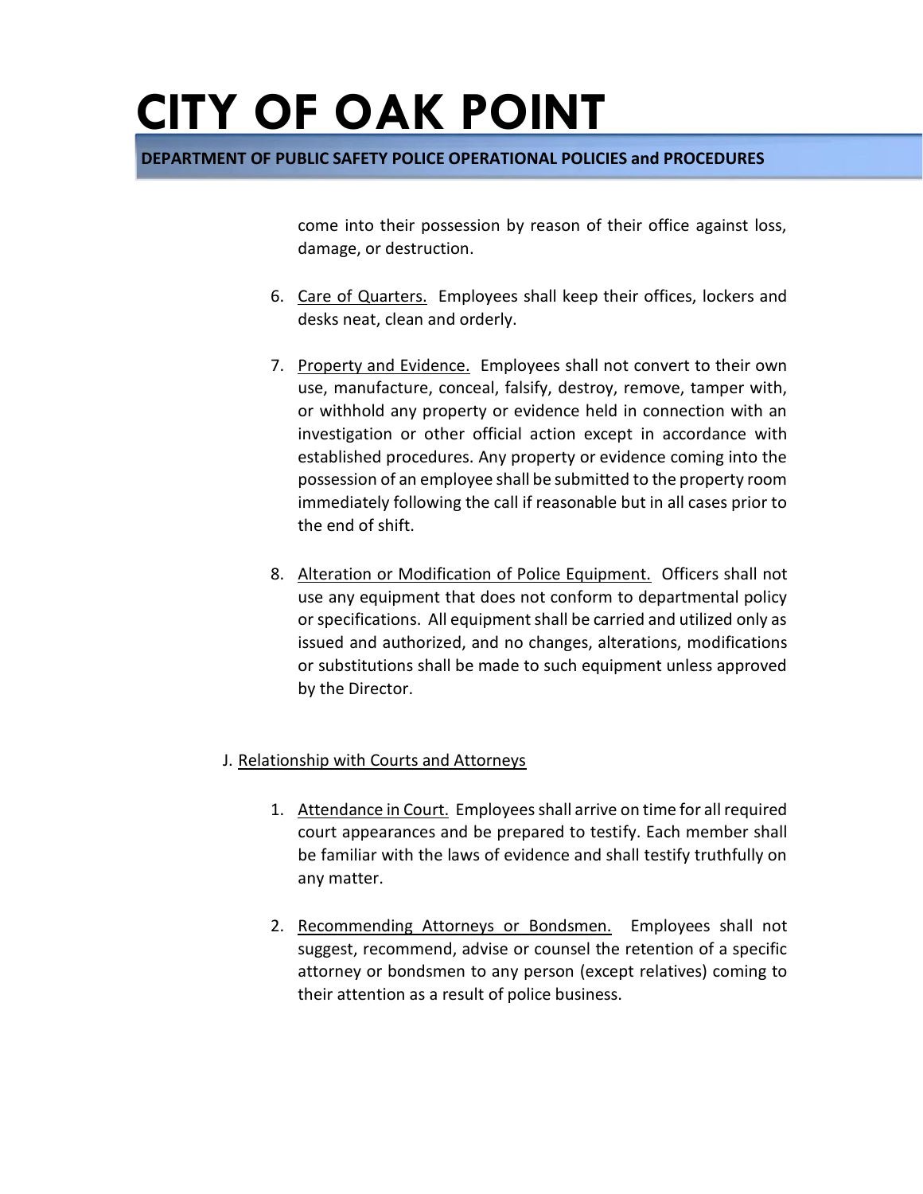come into their possession by reason of their office against loss, damage, or destruction.

6. Care of Quarters. Employees shall keep their offices, lockers and desks neat, clean and orderly.

7. Property and Evidence. Employees shall not convert to their own use, manufacture, conceal, falsify, destroy, remove, tamper with, or withhold any property or evidence held in connection with an investigation or other official action except in accordance with established procedures. Any property or evidence coming into the possession of an employee shall be submitted to the property room immediately following the call if reasonable but in all cases prior to the end of shift.

8. Alteration or Modification of Police Equipment. Officers shall not use any equipment that does not conform to departmental policy or specifications. All equipment shall be carried and utilized only as issued and authorized, and no changes, alterations, modifications or substitutions shall be made to such equipment unless approved by the Director.

J. Relationship with Courts and Attorneys

1. Attendance in Court. Employees shall arrive on time for all required court appearances and be prepared to testify. Each member shall be familiar with the laws of evidence and shall testify truthfully on any matter.

2. Recommending Attorneys or Bondsmen. Employees shall not suggest, recommend, advise or counsel the retention of a specific attorney or bondsmen to any person (except relatives) coming to their attention as a result of police business.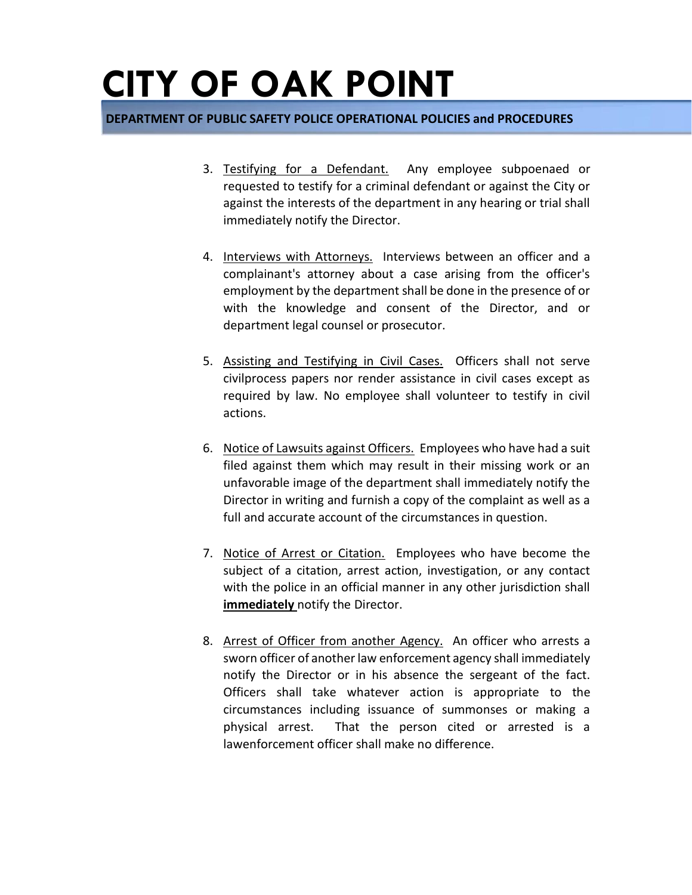3. Testifying for a Defendant. Any employee subpoenaed or requested to testify for a criminal defendant or against the City or against the interests of the department in any hearing or trial shall immediately notify the Director.

4. Interviews with Attorneys. Interviews between an officer and a complainant's attorney about a case arising from the officer's employment by the department shall be done in the presence of or with the knowledge and consent of the Director, and or department legal counsel or prosecutor.

5. Assisting and Testifying in Civil Cases. Officers shall not serve civilprocess papers nor render assistance in civil cases except as required by law. No employee shall volunteer to testify in civil actions.

6. Notice of Lawsuits against Officers. Employees who have had a suit filed against them which may result in their missing work or an unfavorable image of the department shall immediately notify the Director in writing and furnish a copy of the complaint as well as a full and accurate account of the circumstances in question.

7. Notice of Arrest or Citation. Employees who have become the subject of a citation, arrest action, investigation, or any contact with the police in an official manner in any other jurisdiction shall **immediately** notify the Director.

8. Arrest of Officer from another Agency. An officer who arrests a sworn officer of another law enforcement agency shall immediately notify the Director or in his absence the sergeant of the fact. Officers shall take whatever action is appropriate to the circumstances including issuance of summonses or making a physical arrest. That the person cited or arrested is a lawenforcement officer shall make no difference.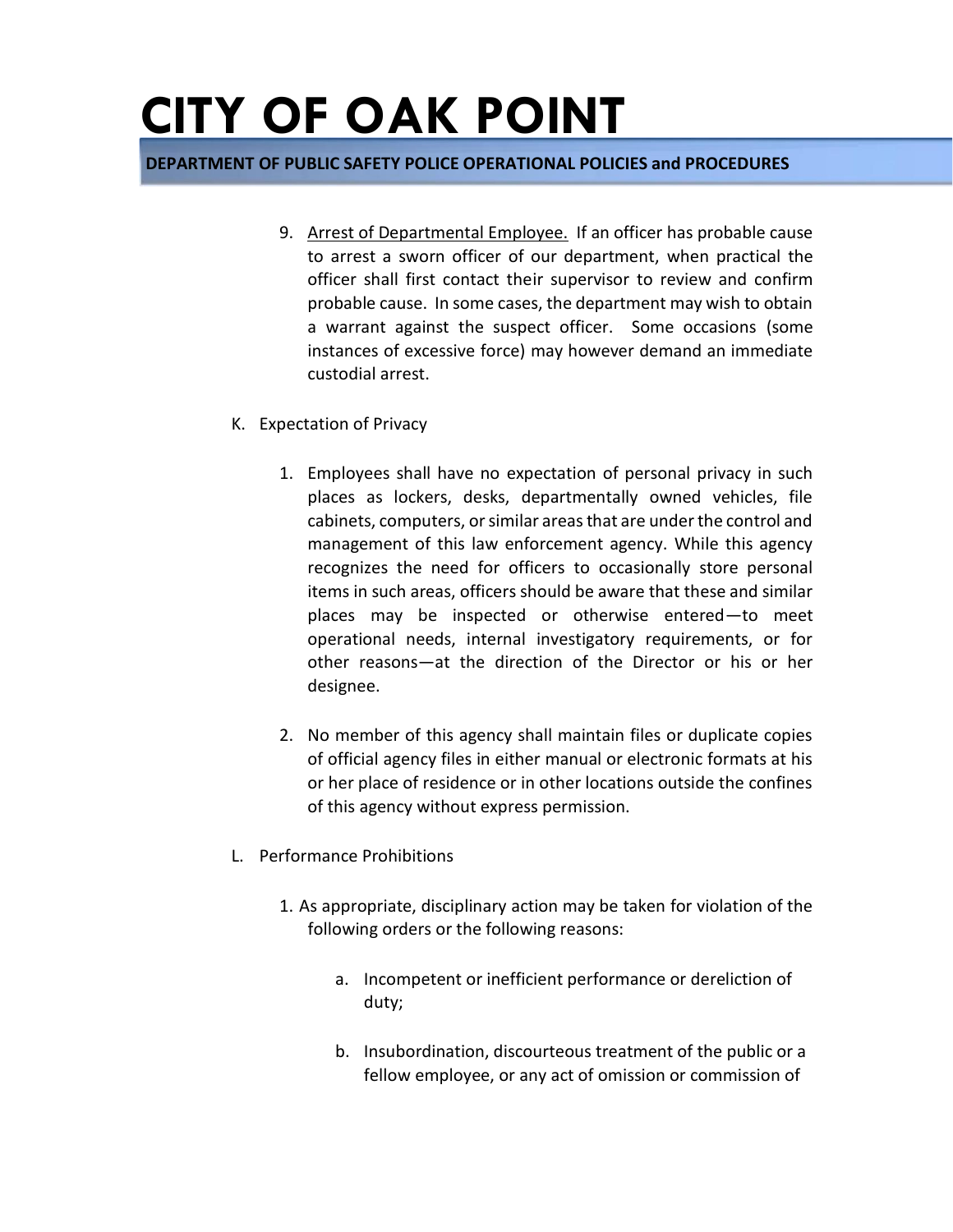9. Arrest of Departmental Employee. If an officer has probable cause to arrest a sworn officer of our department, when practical the officer shall first contact their supervisor to review and confirm probable cause. In some cases, the department may wish to obtain a warrant against the suspect officer. Some occasions (some instances of excessive force) may however demand an immediate custodial arrest.

K. Expectation of Privacy

1. Employees shall have no expectation of personal privacy in such places as lockers, desks, departmentally owned vehicles, file cabinets, computers, or similar areas that are under the control and management of this law enforcement agency. While this agency recognizes the need for officers to occasionally store personal items in such areas, officers should be aware that these and similar places may be inspected or otherwise entered—to meet operational needs, internal investigatory requirements, or for other reasons—at the direction of the Director or his or her designee.

2. No member of this agency shall maintain files or duplicate copies of official agency files in either manual or electronic formats at his or her place of residence or in other locations outside the confines of this agency without express permission.

L. Performance Prohibitions

1. As appropriate, disciplinary action may be taken for violation of the following orders or the following reasons:

   a. Incompetent or inefficient performance or dereliction of duty;

   b. Insubordination, discourteous treatment of the public or a fellow employee, or any act of omission or commission of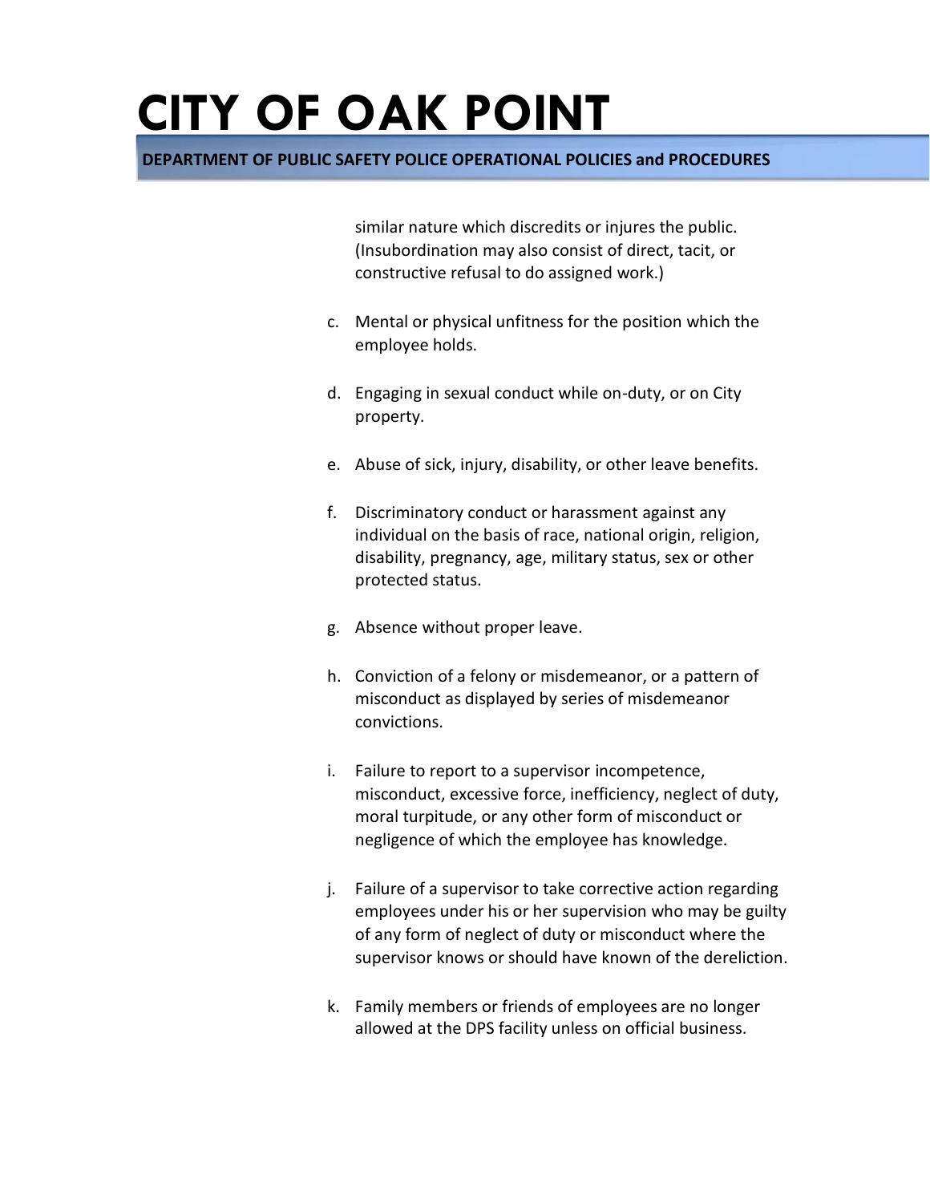similar nature which discredits or injures the public. (Insubordination may also consist of direct, tacit, or constructive refusal to do assigned work.)

c. Mental or physical unfitness for the position which the employee holds.

d. Engaging in sexual conduct while on-duty, or on City property.

e. Abuse of sick, injury, disability, or other leave benefits.

f. Discriminatory conduct or harassment against any individual on the basis of race, national origin, religion, disability, pregnancy, age, military status, sex or other protected status.

g. Absence without proper leave.

h. Conviction of a felony or misdemeanor, or a pattern of misconduct as displayed by series of misdemeanor convictions.

i. Failure to report to a supervisor incompetence, misconduct, excessive force, inefficiency, neglect of duty, moral turpitude, or any other form of misconduct or negligence of which the employee has knowledge.

j. Failure of a supervisor to take corrective action regarding employees under his or her supervision who may be guilty of any form of neglect of duty or misconduct where the supervisor knows or should have known of the dereliction.

k. Family members or friends of employees are no longer allowed at the DPS facility unless on official business.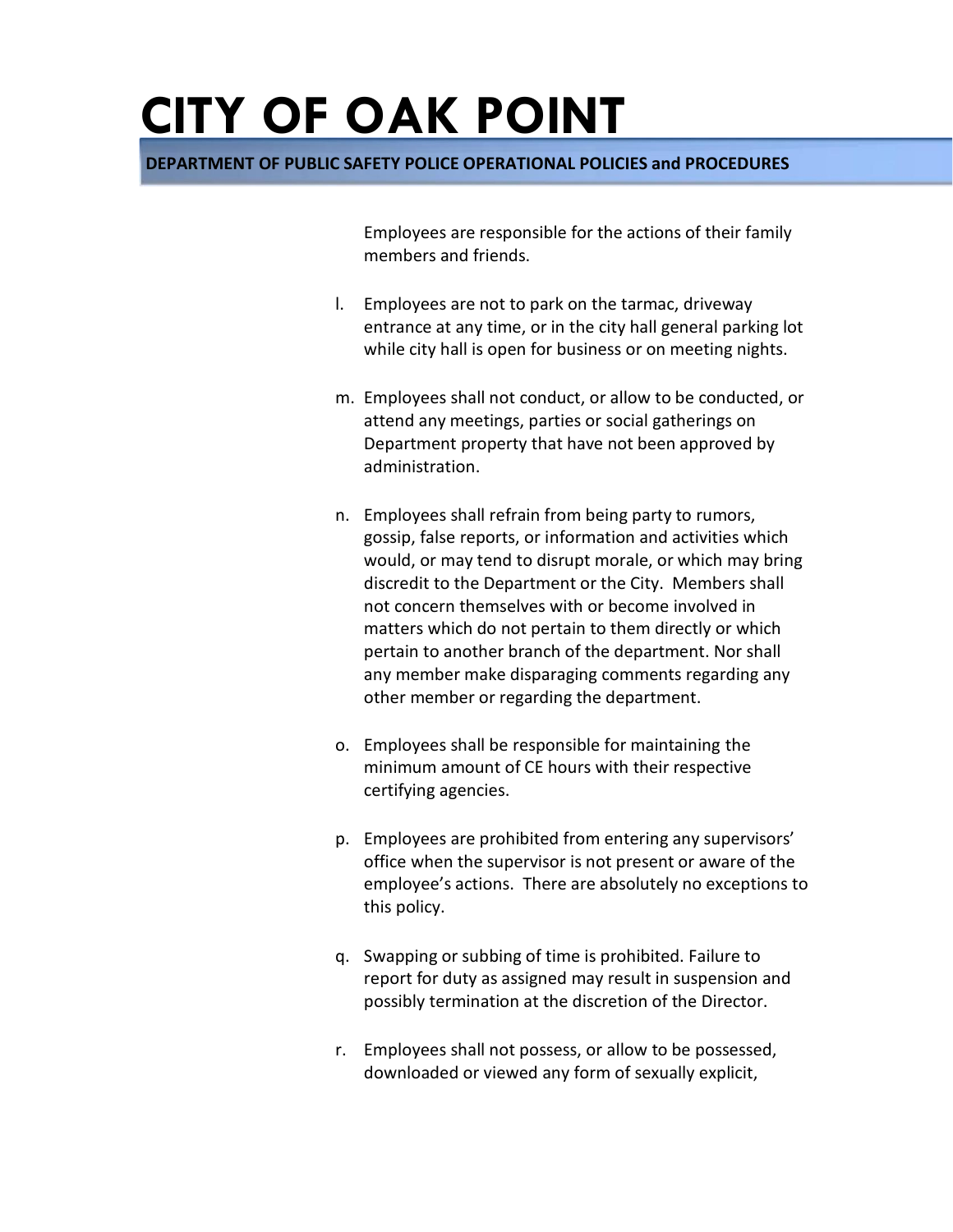Employees are responsible for the actions of their family members and friends.

l. Employees are not to park on the tarmac, driveway entrance at any time, or in the city hall general parking lot while city hall is open for business or on meeting nights.

m. Employees shall not conduct, or allow to be conducted, or attend any meetings, parties or social gatherings on Department property that have not been approved by administration.

n. Employees shall refrain from being party to rumors, gossip, false reports, or information and activities which would, or may tend to disrupt morale, or which may bring discredit to the Department or the City. Members shall not concern themselves with or become involved in matters which do not pertain to them directly or which pertain to another branch of the department. Nor shall any member make disparaging comments regarding any other member or regarding the department.

o. Employees shall be responsible for maintaining the minimum amount of CE hours with their respective certifying agencies.

p. Employees are prohibited from entering any supervisors' office when the supervisor is not present or aware of the employee's actions. There are absolutely no exceptions to this policy.

q. Swapping or subbing of time is prohibited. Failure to report for duty as assigned may result in suspension and possibly termination at the discretion of the Director.

r. Employees shall not possess, or allow to be possessed, downloaded or viewed any form of sexually explicit,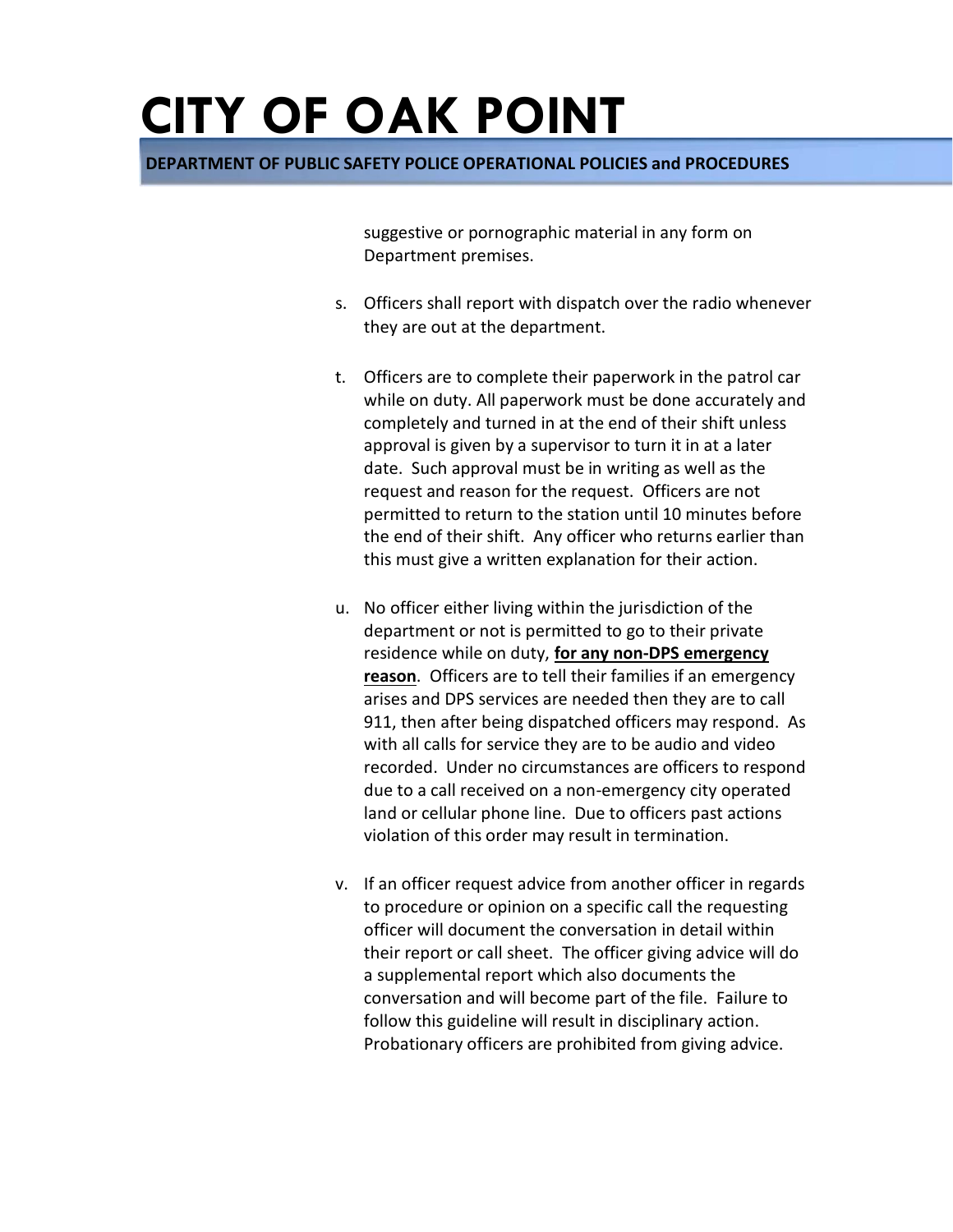suggestive or pornographic material in any form on Department premises.

s. Officers shall report with dispatch over the radio whenever they are out at the department.

t. Officers are to complete their paperwork in the patrol car while on duty. All paperwork must be done accurately and completely and turned in at the end of their shift unless approval is given by a supervisor to turn it in at a later date. Such approval must be in writing as well as the request and reason for the request. Officers are not permitted to return to the station until 10 minutes before the end of their shift. Any officer who returns earlier than this must give a written explanation for their action.

u. No officer either living within the jurisdiction of the department or not is permitted to go to their private residence while on duty, **<u>for any non-DPS emergency reason</u>**. Officers are to tell their families if an emergency arises and DPS services are needed then they are to call 911, then after being dispatched officers may respond. As with all calls for service they are to be audio and video recorded. Under no circumstances are officers to respond due to a call received on a non-emergency city operated land or cellular phone line. Due to officers past actions violation of this order may result in termination.

v. If an officer request advice from another officer in regards to procedure or opinion on a specific call the requesting officer will document the conversation in detail within their report or call sheet. The officer giving advice will do a supplemental report which also documents the conversation and will become part of the file. Failure to follow this guideline will result in disciplinary action. Probationary officers are prohibited from giving advice.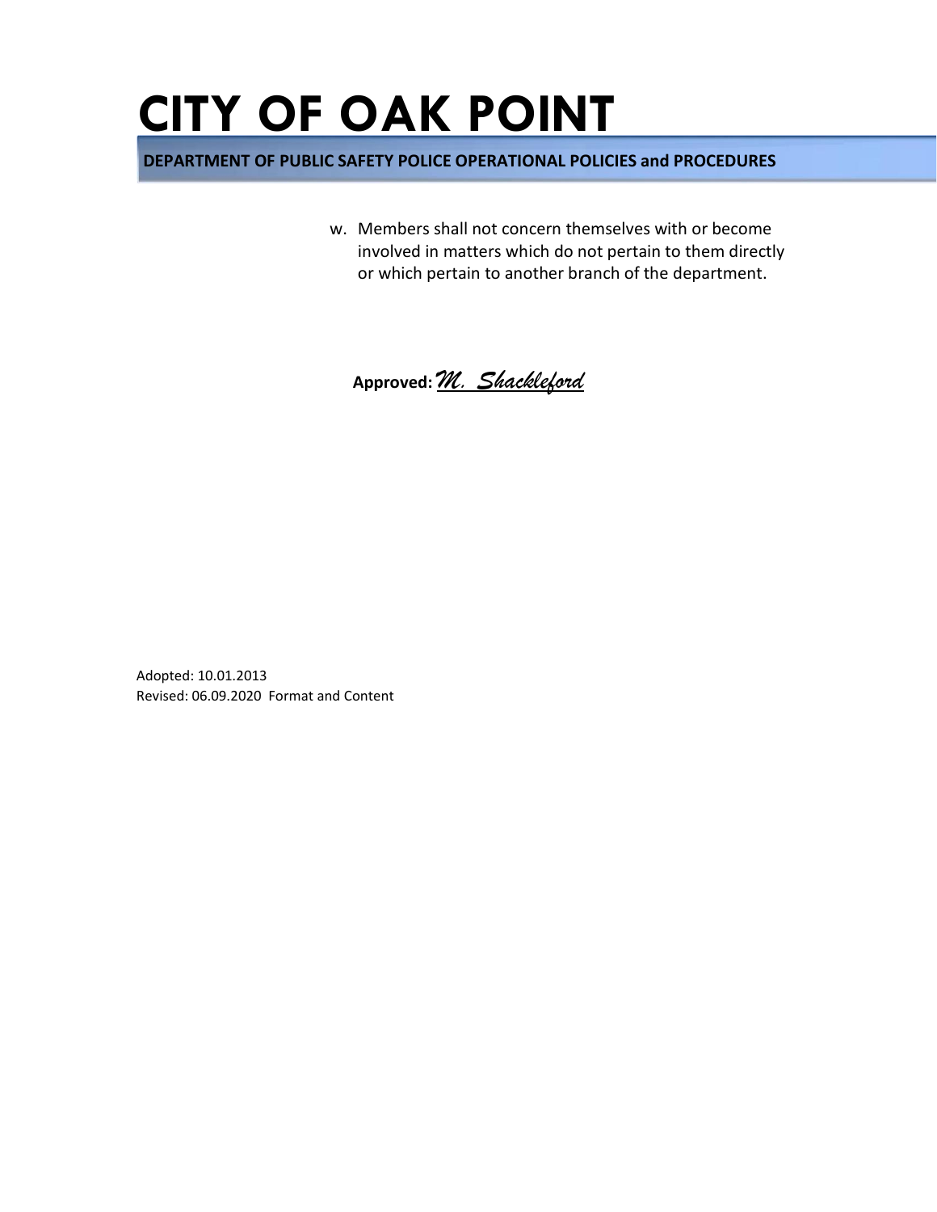w. Members shall not concern themselves with or become involved in matters which do not pertain to them directly or which pertain to another branch of the department.

**Approved:** *M. Shackleford*

Adopted: 10.01.2013
Revised: 06.09.2020 Format and Content